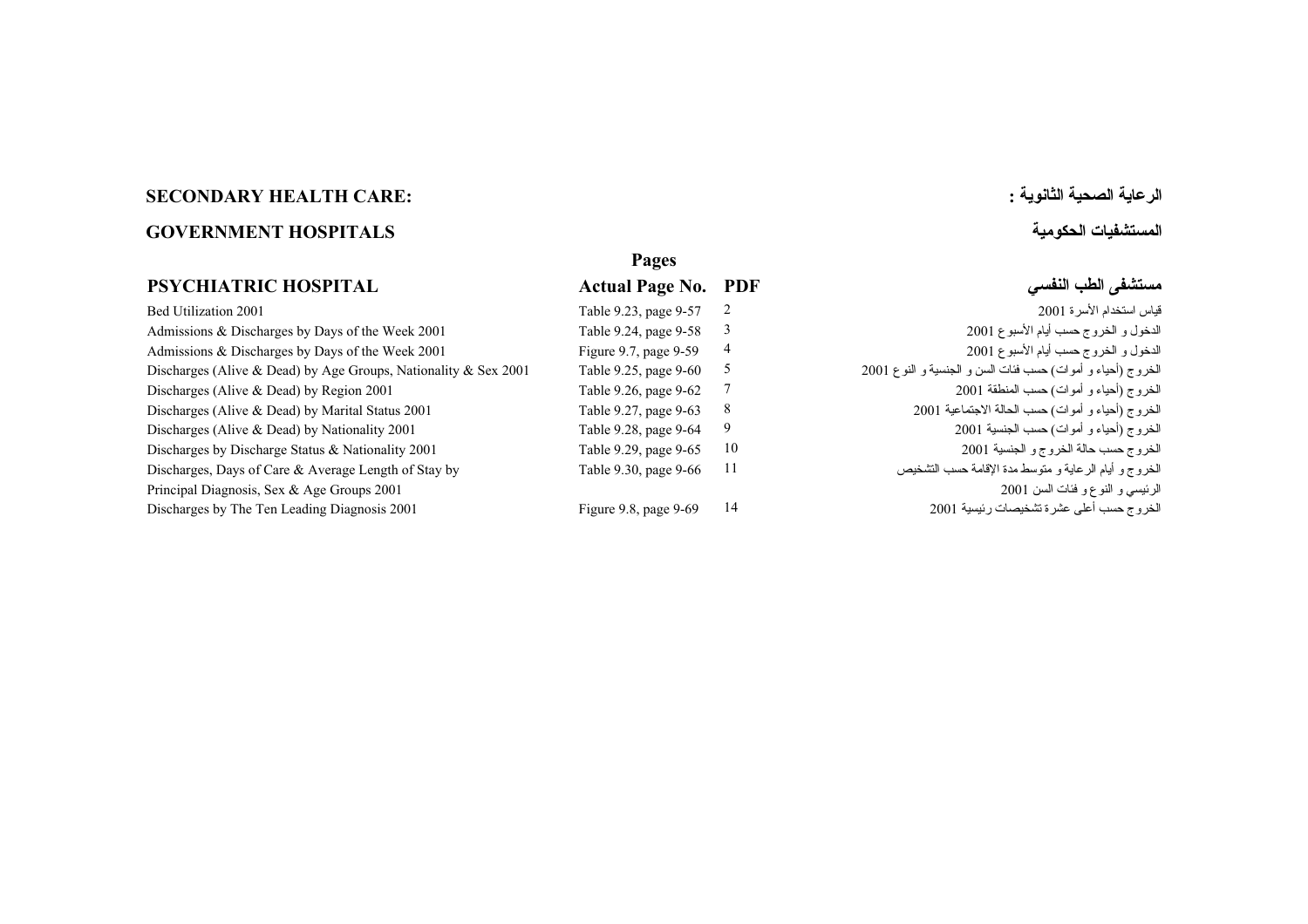## SECONDARY HEALTH CARE: الرعاية الصحية الثانوية :

## GOVERNMENT HOSPITALS المستشفيات الحكومية

| PSYCHIATRIC HOSPITAL | Pages Actual Page No. | PDF | مستشفى الطب النفسي |
|---|---|---|---|
| Bed Utilization 2001 | Table 9.23, page 9-57 | 2 | قياس استخدام الأسرة 2001 |
| Admissions & Discharges by Days of the Week 2001 | Table 9.24, page 9-58 | 3 | الدخول و الخروج حسب أيام الأسبوع 2001 |
| Admissions & Discharges by Days of the Week 2001 | Figure 9.7, page 9-59 | 4 | الدخول و الخروج حسب أيام الأسبوع 2001 |
| Discharges (Alive & Dead) by Age Groups, Nationality & Sex 2001 | Table 9.25, page 9-60 | 5 | الخروج (أحياء و أموات) حسب فئات السن و الجنسية و النوع 2001 |
| Discharges (Alive & Dead) by Region 2001 | Table 9.26, page 9-62 | 7 | الخروج (أحياء و أموات) حسب المنطقة 2001 |
| Discharges (Alive & Dead) by Marital Status 2001 | Table 9.27, page 9-63 | 8 | الخروج (أحياء و أموات) حسب الحالة الاجتماعية 2001 |
| Discharges (Alive & Dead) by Nationality 2001 | Table 9.28, page 9-64 | 9 | الخروج (أحياء و أموات) حسب الجنسية 2001 |
| Discharges by Discharge Status & Nationality 2001 | Table 9.29, page 9-65 | 10 | الخروج حسب حالة الخروج و الجنسية 2001 |
| Discharges, Days of Care & Average Length of Stay by Principal Diagnosis, Sex & Age Groups 2001 | Table 9.30, page 9-66 | 11 | الخروج و أيام الرعاية و متوسط مدة الإقامة حسب التشخيص الرئيسي و النوع و فئات السن 2001 |
| Discharges by The Ten Leading Diagnosis 2001 | Figure 9.8, page 9-69 | 14 | الخروج حسب أعلى عشرة تشخيصات رئيسية 2001 |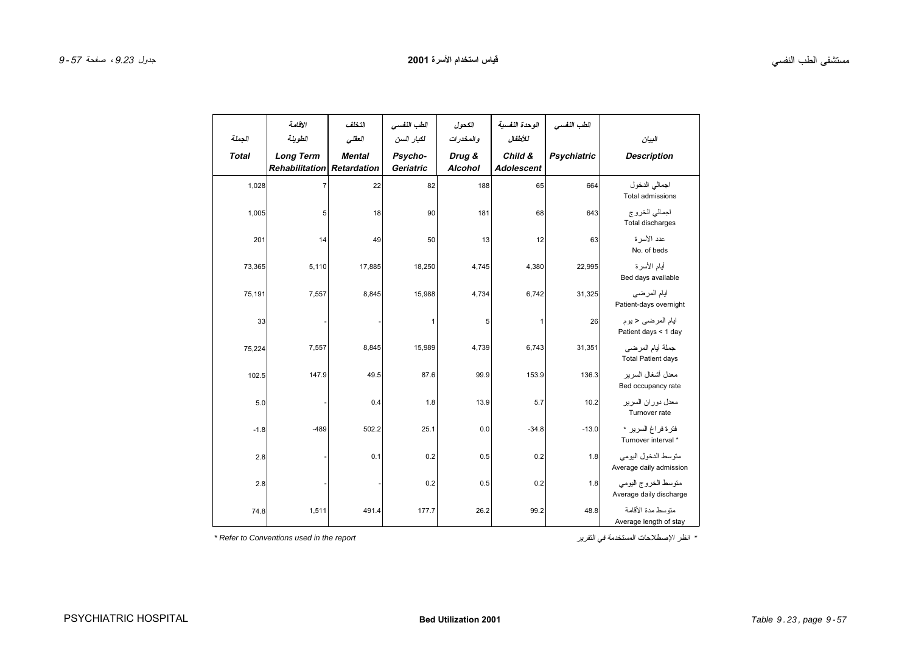# قياس استخدام الأسرة 2001

## Bed Utilization 2001

| الجملة Total | الاقامة الطويلة Long Term Rehabilitation | التخلف العقلي Mental Retardation | الطب النفسي لكبار السن Psycho-Geriatric | الكحول والمخدرات Drug & Alcohol | الوحدة النفسية للأطفال Child & Adolescent | الطب النفسي Psychiatric | البيان Description |
|---|---|---|---|---|---|---|---|
| 1,028 | 7 | 22 | 82 | 188 | 65 | 664 | اجمالي الدخول Total admissions |
| 1,005 | 5 | 18 | 90 | 181 | 68 | 643 | اجمالي الخروج Total discharges |
| 201 | 14 | 49 | 50 | 13 | 12 | 63 | عدد الأسرة No. of beds |
| 73,365 | 5,110 | 17,885 | 18,250 | 4,745 | 4,380 | 22,995 | أيام الأسرة Bed days available |
| 75,191 | 7,557 | 8,845 | 15,988 | 4,734 | 6,742 | 31,325 | ايام المرضى Patient-days overnight |
| 33 | - | - | 1 | 5 | 1 | 26 | ايام المرضى < يوم Patient days < 1 day |
| 75,224 | 7,557 | 8,845 | 15,989 | 4,739 | 6,743 | 31,351 | جملة أيام المرضى Total Patient days |
| 102.5 | 147.9 | 49.5 | 87.6 | 99.9 | 153.9 | 136.3 | معدل أشغال السرير Bed occupancy rate |
| 5.0 | - | 0.4 | 1.8 | 13.9 | 5.7 | 10.2 | معدل دوران السرير Turnover rate |
| -1.8 | -489 | 502.2 | 25.1 | 0.0 | -34.8 | -13.0 | فترة فراغ السرير * Turnover interval * |
| 2.8 | - | 0.1 | 0.2 | 0.5 | 0.2 | 1.8 | متوسط الدخول اليومي Average daily admission |
| 2.8 | - | - | 0.2 | 0.5 | 0.2 | 1.8 | متوسط الخروج اليومي Average daily discharge |
| 74.8 | 1,511 | 491.4 | 177.7 | 26.2 | 99.2 | 48.8 | متوسط مدة الاقامة Average length of stay |

*\* Refer to Conventions used in the report*

*\* انظر الإصطلاحات المستخدمة في التقرير*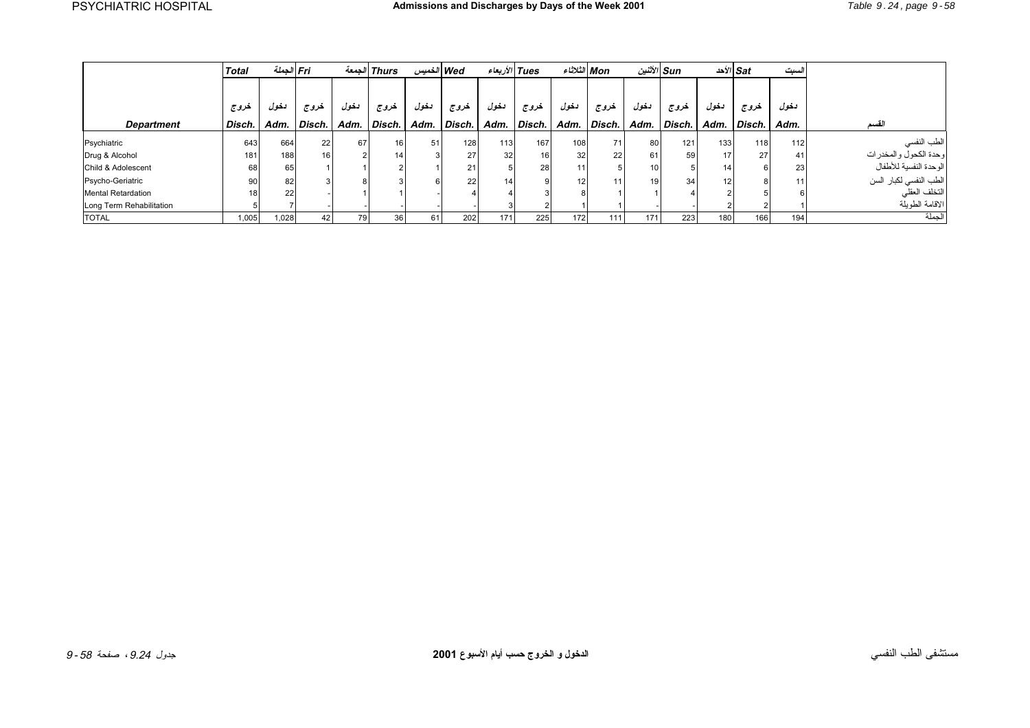# Admissions and Discharges by Days of the Week 2001

# الدخول و الخروج حسب أيام الأسبوع 2001

| Department | Total الجملة | | Fri الجمعة | | Thurs الخميس | | Wed الأربعاء | | Tues الثلاثاء | | Mon الاثنين | | Sun الأحد | | Sat السبت | | القسم |
|---|---|---|---|---|---|---|---|---|---|---|---|---|---|---|---|---|---|
| | خروج Disch. | دخول Adm. | خروج Disch. | دخول Adm. | خروج Disch. | دخول Adm. | خروج Disch. | دخول Adm. | خروج Disch. | دخول Adm. | خروج Disch. | دخول Adm. | خروج Disch. | دخول Adm. | خروج Disch. | دخول Adm. | |
| Psychiatric | 643 | 664 | 22 | 67 | 16 | 51 | 128 | 113 | 167 | 108 | 71 | 80 | 121 | 133 | 118 | 112 | الطب النفسي |
| Drug & Alcohol | 181 | 188 | 16 | 2 | 14 | 3 | 27 | 32 | 16 | 32 | 22 | 61 | 59 | 17 | 27 | 41 | وحدة الكحول والمخدرات |
| Child & Adolescent | 68 | 65 | 1 | 1 | 2 | 1 | 21 | 5 | 28 | 11 | 5 | 10 | 5 | 14 | 6 | 23 | الوحدة النفسية للأطفال |
| Psycho-Geriatric | 90 | 82 | 3 | 8 | 3 | 6 | 22 | 14 | 9 | 12 | 11 | 19 | 34 | 12 | 8 | 11 | الطب النفسي لكبار السن |
| Mental Retardation | 18 | 22 | - | 1 | 1 | - | 4 | 4 | 3 | 8 | 1 | 1 | 4 | 2 | 5 | 6 | التخلف العقلي |
| Long Term Rehabilitation | 5 | 7 | - | - | - | - | - | 3 | 2 | 1 | 1 | - | - | 2 | 2 | 1 | الاقامة الطويلة |
| TOTAL | 1,005 | 1,028 | 42 | 79 | 36 | 61 | 202 | 171 | 225 | 172 | 111 | 171 | 223 | 180 | 166 | 194 | الجملة |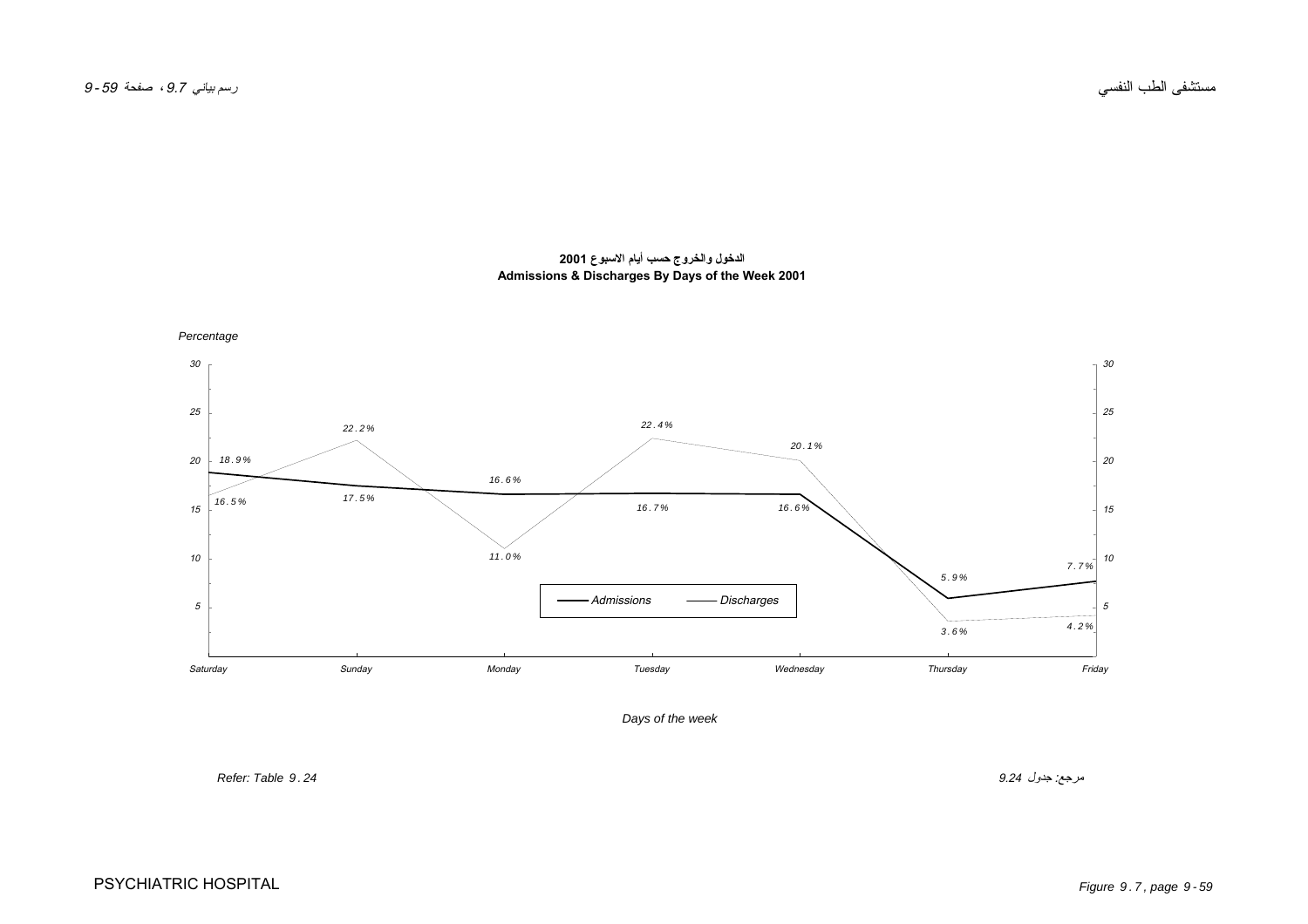## الدخول والخروج حسب أيام الاسبوع 2001
## Admissions & Discharges By Days of the Week 2001

*Percentage*

| Days of the week | Admissions | Discharges |
|---|---|---|
| Saturday | 18.9% | 16.5% |
| Sunday | 17.5% | 22.2% |
| Monday | 16.6% | 11.0% |
| Tuesday | 16.7% | 22.4% |
| Wednesday | 16.6% | 20.1% |
| Thursday | 5.9% | 3.6% |
| Friday | 7.7% | 4.2% |

*Days of the week*

*Refer: Table 9.24*

مرجع: جدول 9.24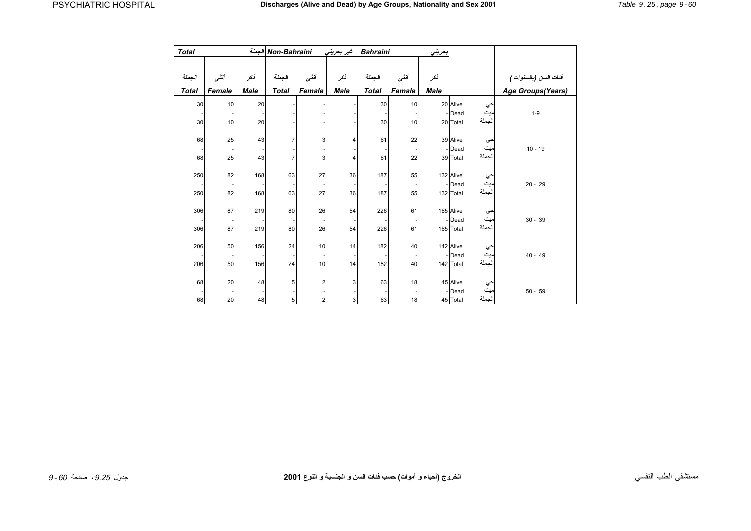# Discharges (Alive and Dead) by Age Groups, Nationality and Sex 2001

| Total الجملة | | | Non-Bahraini غير بحريني | | | Bahraini بحريني | | | | | |
|---|---|---|---|---|---|---|---|---|---|---|---|
| الجملة Total | أنثى Female | ذكر Male | الجملة Total | أنثى Female | ذكر Male | الجملة Total | أنثى Female | ذكر Male | | | فئات السن (بالسنوات) Age Groups(Years) |
| 30 | 10 | 20 | - | - | - | 30 | 10 | 20 | Alive | حي | 1-9 |
| - | - | - | - | - | - | - | - | - | Dead | ميت | |
| 30 | 10 | 20 | - | - | - | 30 | 10 | 20 | Total | الجملة | |
| 68 | 25 | 43 | 7 | 3 | 4 | 61 | 22 | 39 | Alive | حي | 10 - 19 |
| - | - | - | - | - | - | - | - | - | Dead | ميت | |
| 68 | 25 | 43 | 7 | 3 | 4 | 61 | 22 | 39 | Total | الجملة | |
| 250 | 82 | 168 | 63 | 27 | 36 | 187 | 55 | 132 | Alive | حي | 20 - 29 |
| - | - | - | - | - | - | - | - | - | Dead | ميت | |
| 250 | 82 | 168 | 63 | 27 | 36 | 187 | 55 | 132 | Total | الجملة | |
| 306 | 87 | 219 | 80 | 26 | 54 | 226 | 61 | 165 | Alive | حي | 30 - 39 |
| - | - | - | - | - | - | - | - | - | Dead | ميت | |
| 306 | 87 | 219 | 80 | 26 | 54 | 226 | 61 | 165 | Total | الجملة | |
| 206 | 50 | 156 | 24 | 10 | 14 | 182 | 40 | 142 | Alive | حي | 40 - 49 |
| - | - | - | - | - | - | - | - | - | Dead | ميت | |
| 206 | 50 | 156 | 24 | 10 | 14 | 182 | 40 | 142 | Total | الجملة | |
| 68 | 20 | 48 | 5 | 2 | 3 | 63 | 18 | 45 | Alive | حي | 50 - 59 |
| - | - | - | - | - | - | - | - | - | Dead | ميت | |
| 68 | 20 | 48 | 5 | 2 | 3 | 63 | 18 | 45 | Total | الجملة | |

# الخروج (أحياء و أموات) حسب فئات السن و الجنسية و النوع 2001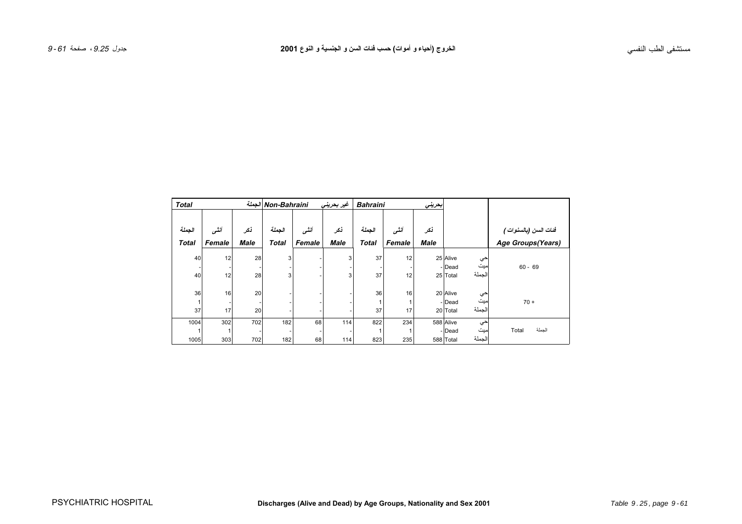| Total | | الجملة | Non-Bahraini | | غير بحريني | Bahraini | | بحريني | | | |
|---|---|---|---|---|---|---|---|---|---|---|---|
| الجملة | أنثى | ذكر | الجملة | أنثى | ذكر | الجملة | أنثى | ذكر | | | فئات السن (بالسنوات) |
| Total | Female | Male | Total | Female | Male | Total | Female | Male | | | Age Groups(Years) |
| 40 | 12 | 28 | 3 | - | 3 | 37 | 12 | 25 | Alive | حي | 60 - 69 |
| - | - | - | - | - | - | - | - | - | Dead | ميت | |
| 40 | 12 | 28 | 3 | - | 3 | 37 | 12 | 25 | Total | الجملة | |
| 36 | 16 | 20 | - | - | - | 36 | 16 | 20 | Alive | حي | 70 + |
| 1 | - | - | - | - | - | 1 | 1 | - | Dead | ميت | |
| 37 | 17 | 20 | - | - | - | 37 | 17 | 20 | Total | الجملة | |
| 1004 | 302 | 702 | 182 | 68 | 114 | 822 | 234 | 588 | Alive | حي | Total الجملة |
| 1 | 1 | - | - | - | - | 1 | 1 | - | Dead | ميت | |
| 1005 | 303 | 702 | 182 | 68 | 114 | 823 | 235 | 588 | Total | الجملة | |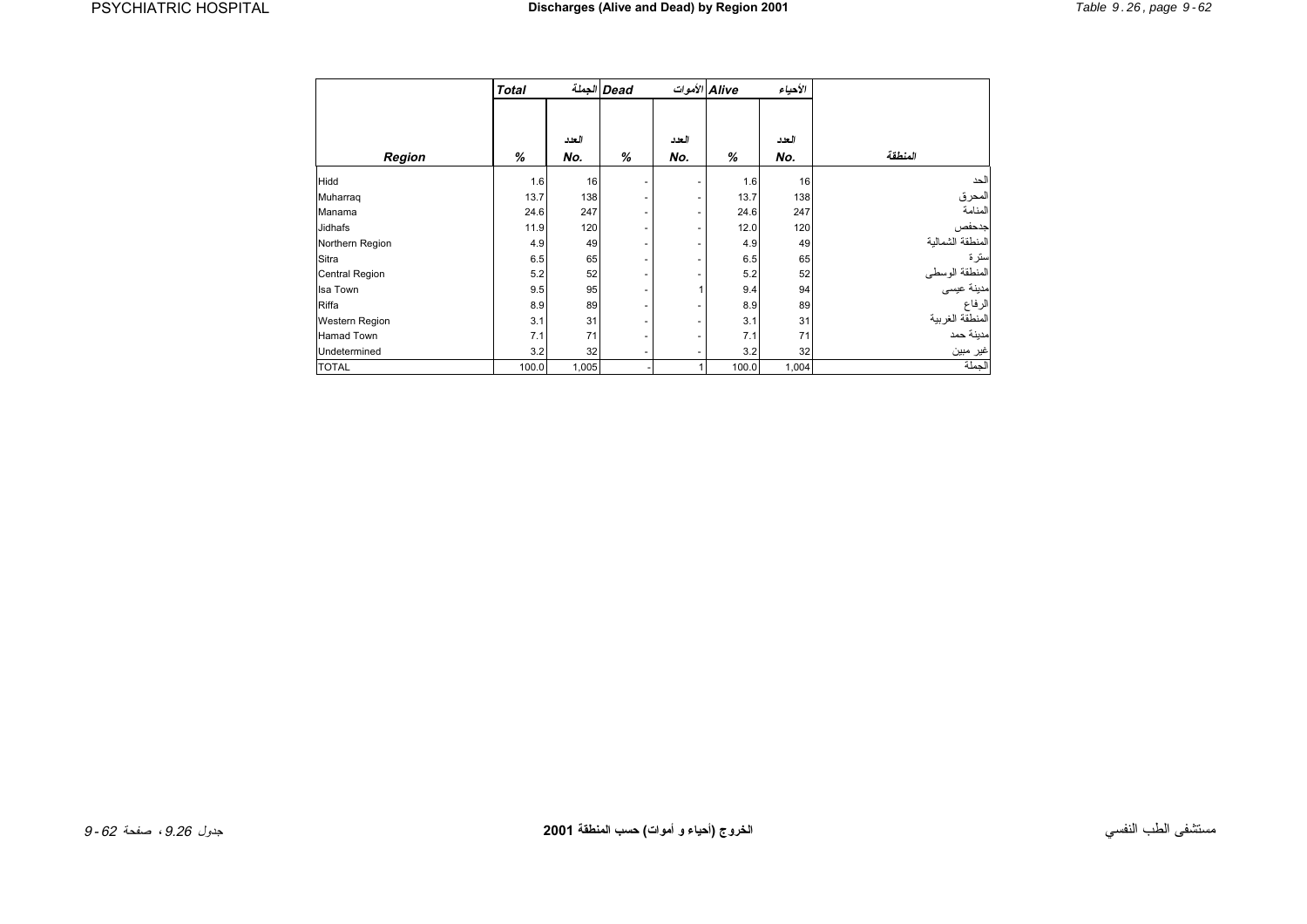# Discharges (Alive and Dead) by Region 2001

# الخروج (أحياء و أموات) حسب المنطقة 2001

| Region | Total الجملة % | العدد No. | Dead الأموات % | العدد No. | Alive الأحياء % | العدد No. | المنطقة |
|---|---|---|---|---|---|---|---|
| Hidd | 1.6 | 16 | - | - | 1.6 | 16 | الحد |
| Muharraq | 13.7 | 138 | - | - | 13.7 | 138 | المحرق |
| Manama | 24.6 | 247 | - | - | 24.6 | 247 | المنامة |
| Jidhafs | 11.9 | 120 | - | - | 12.0 | 120 | جدحفص |
| Northern Region | 4.9 | 49 | - | - | 4.9 | 49 | المنطقة الشمالية |
| Sitra | 6.5 | 65 | - | - | 6.5 | 65 | سترة |
| Central Region | 5.2 | 52 | - | - | 5.2 | 52 | المنطقة الوسطى |
| Isa Town | 9.5 | 95 | - | 1 | 9.4 | 94 | مدينة عيسى |
| Riffa | 8.9 | 89 | - | - | 8.9 | 89 | الرفاع |
| Western Region | 3.1 | 31 | - | - | 3.1 | 31 | المنطقة الغربية |
| Hamad Town | 7.1 | 71 | - | - | 7.1 | 71 | مدينة حمد |
| Undetermined | 3.2 | 32 | - | - | 3.2 | 32 | غير مبين |
| TOTAL | 100.0 | 1,005 | - | 1 | 100.0 | 1,004 | الجملة |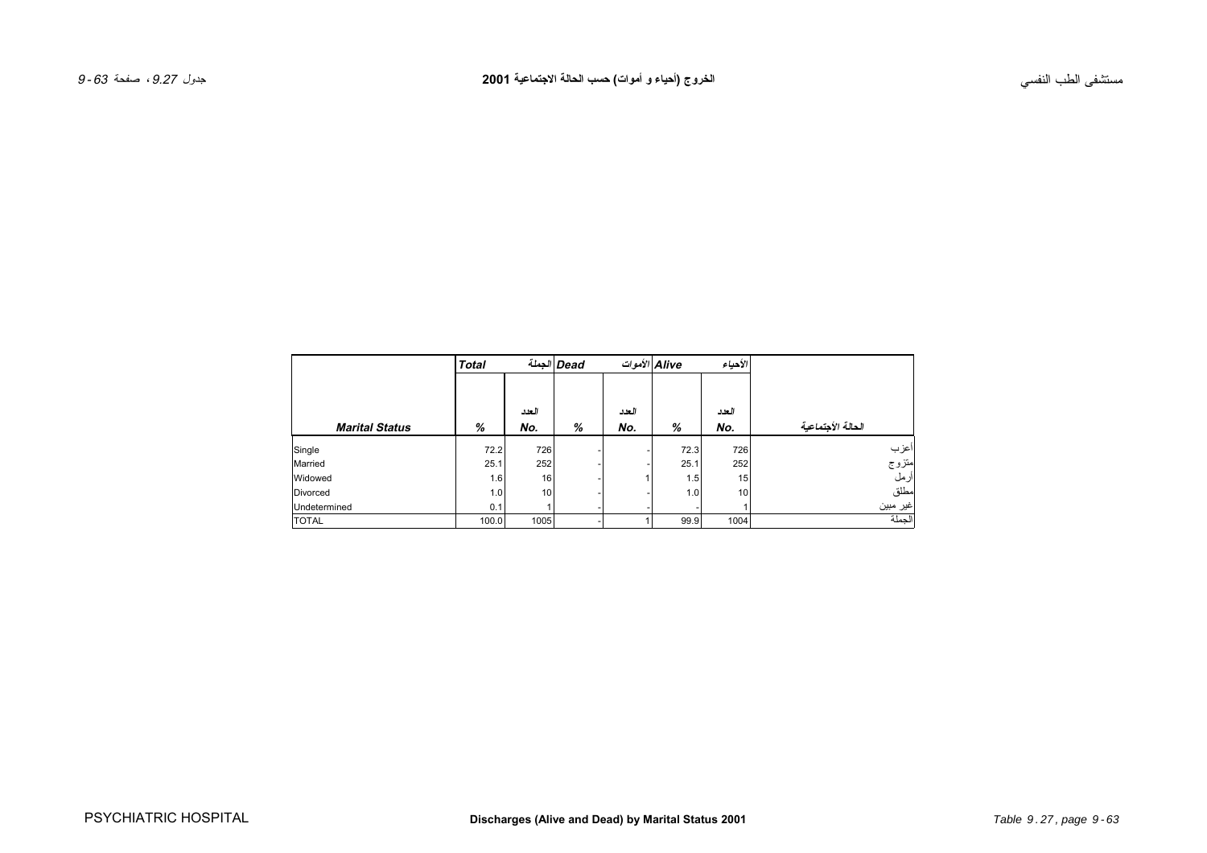# الخروج (أحياء و أموات) حسب الحالة الاجتماعية 2001

# Discharges (Alive and Dead) by Marital Status 2001

| | Total | الجملة | Dead | الأموات | Alive | الأحياء | |
|---|---|---|---|---|---|---|---|
| **Marital Status** | % | العدد No. | % | العدد No. | % | العدد No. | الحالة الأجتماعية |
| Single | 72.2 | 726 | - | - | 72.3 | 726 | أعزب |
| Married | 25.1 | 252 | - | - | 25.1 | 252 | متزوج |
| Widowed | 1.6 | 16 | - | 1 | 1.5 | 15 | أرمل |
| Divorced | 1.0 | 10 | - | - | 1.0 | 10 | مطلق |
| Undetermined | 0.1 | 1 | - | - | - | 1 | غير مبين |
| TOTAL | 100.0 | 1005 | - | 1 | 99.9 | 1004 | الجملة |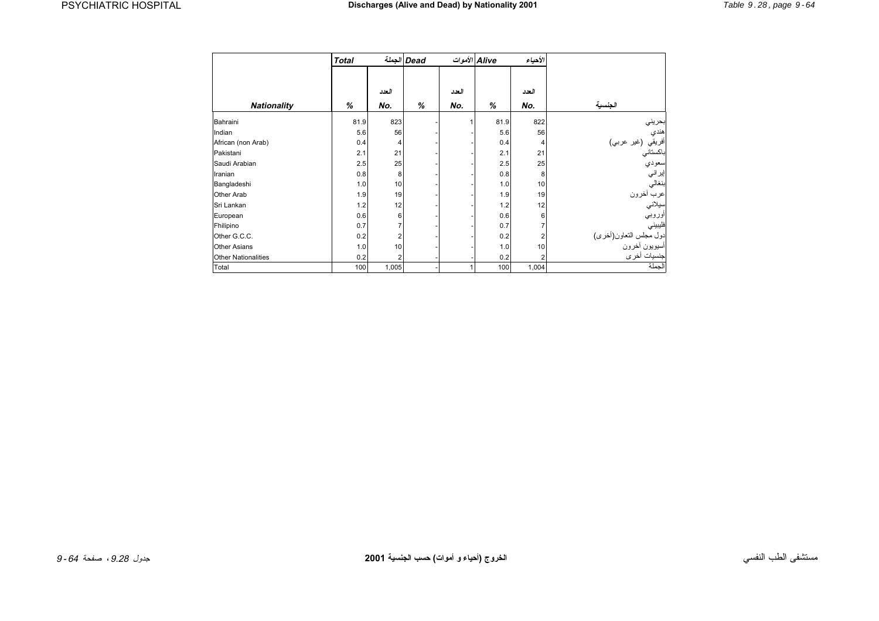| | Total | الجملة | Dead | الأموات | Alive | الأحياء | |
|---|---|---|---|---|---|---|---|
| | | العدد | | العدد | | العدد | |
| **Nationality** | **%** | **No.** | **%** | **No.** | **%** | **No.** | **الجنسية** |
| Bahraini | 81.9 | 823 | - | 1 | 81.9 | 822 | بحريني |
| Indian | 5.6 | 56 | - | - | 5.6 | 56 | هندي |
| African (non Arab) | 0.4 | 4 | - | - | 0.4 | 4 | أفريقي (غير عربي) |
| Pakistani | 2.1 | 21 | - | - | 2.1 | 21 | باكستاني |
| Saudi Arabian | 2.5 | 25 | - | - | 2.5 | 25 | سعودي |
| Iranian | 0.8 | 8 | - | - | 0.8 | 8 | إيراني |
| Bangladeshi | 1.0 | 10 | - | - | 1.0 | 10 | بنغالي |
| Other Arab | 1.9 | 19 | - | - | 1.9 | 19 | عرب آخرون |
| Sri Lankan | 1.2 | 12 | - | - | 1.2 | 12 | سيلاني |
| European | 0.6 | 6 | - | - | 0.6 | 6 | أوروبي |
| Fhilipino | 0.7 | 7 | - | - | 0.7 | 7 | فليبيني |
| Other G.C.C. | 0.2 | 2 | - | - | 0.2 | 2 | دول مجلس التعاون(أخرى) |
| Other Asians | 1.0 | 10 | - | - | 1.0 | 10 | أسيويون آخرون |
| Other Nationalities | 0.2 | 2 | - | - | 0.2 | 2 | جنسيات أخرى |
| Total | 100 | 1,005 | - | 1 | 100 | 1,004 | الجملة |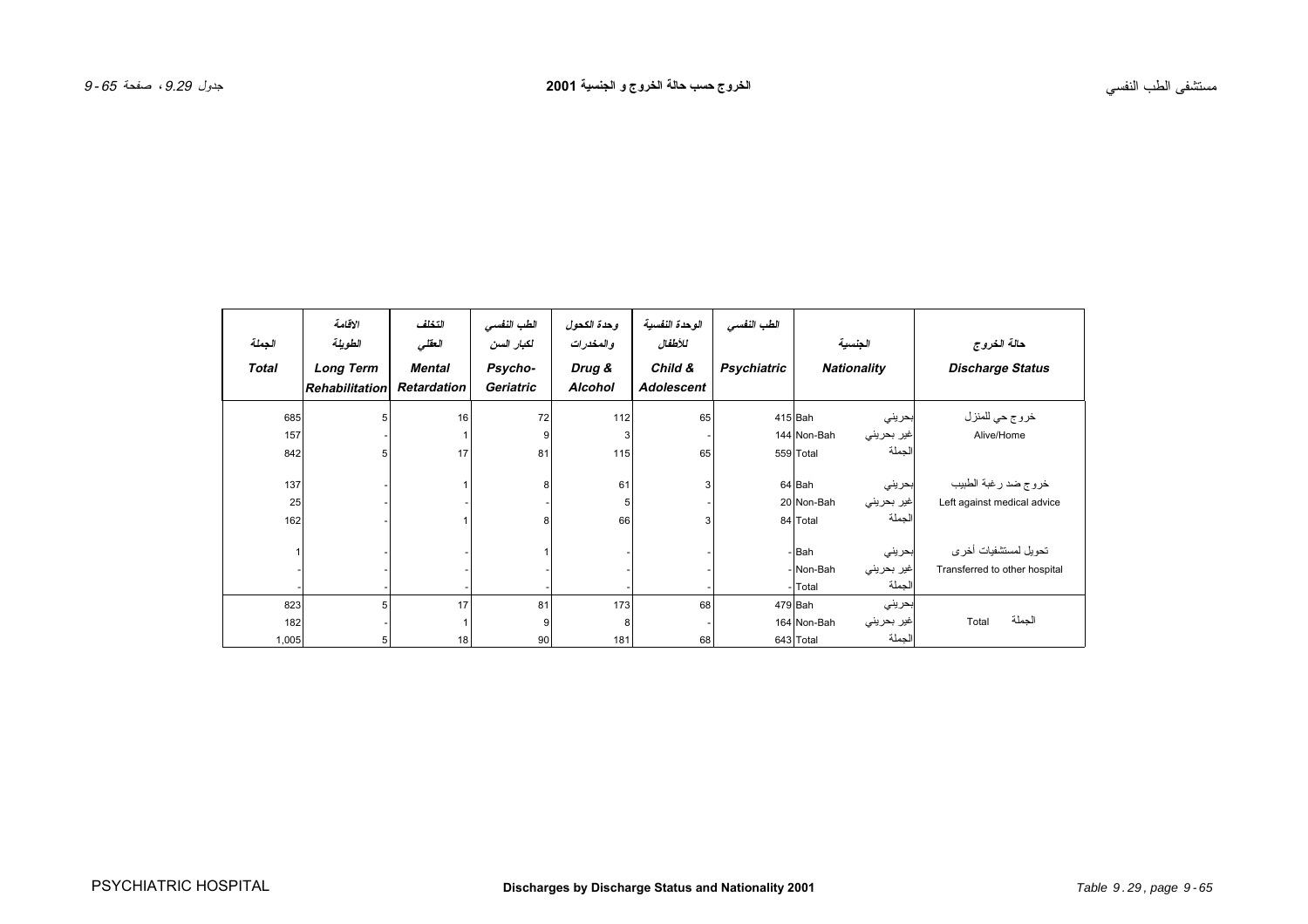# الخروج حسب حالة الخروج و الجنسية 2001

# Discharges by Discharge Status and Nationality 2001

| الجملة<br>Total | الاقامة الطويلة<br>Long Term Rehabilitation | التخلف العقلي<br>Mental Retardation | الطب النفسي لكبار السن<br>Psycho-Geriatric | وحدة الكحول والمخدرات<br>Drug & Alcohol | الوحدة النفسية للأطفال<br>Child & Adolescent | الطب النفسي<br>Psychiatric | الجنسية<br>Nationality | | حالة الخروج<br>Discharge Status |
|---|---|---|---|---|---|---|---|---|---|
| 685 | 5 | 16 | 72 | 112 | 65 | 415 | Bah | بحريني | خروج حي للمنزل<br>Alive/Home |
| 157 | - | 1 | 9 | 3 | - | 144 | Non-Bah | غير بحريني | |
| 842 | 5 | 17 | 81 | 115 | 65 | 559 | Total | الجملة | |
| 137 | - | 1 | 8 | 61 | 3 | 64 | Bah | بحريني | خروج ضد رغبة الطبيب<br>Left against medical advice |
| 25 | - | - | - | 5 | - | 20 | Non-Bah | غير بحريني | |
| 162 | - | 1 | 8 | 66 | 3 | 84 | Total | الجملة | |
| 1 | - | - | 1 | - | - | - | Bah | بحريني | تحويل لمستشفيات أخرى<br>Transferred to other hospital |
| - | - | - | - | - | - | - | Non-Bah | غير بحريني | |
| - | - | - | - | - | - | - | Total | الجملة | |
| 823 | 5 | 17 | 81 | 173 | 68 | 479 | Bah | بحريني | الجملة Total |
| 182 | - | 1 | 9 | 8 | - | 164 | Non-Bah | غير بحريني | |
| 1,005 | 5 | 18 | 90 | 181 | 68 | 643 | Total | الجملة | |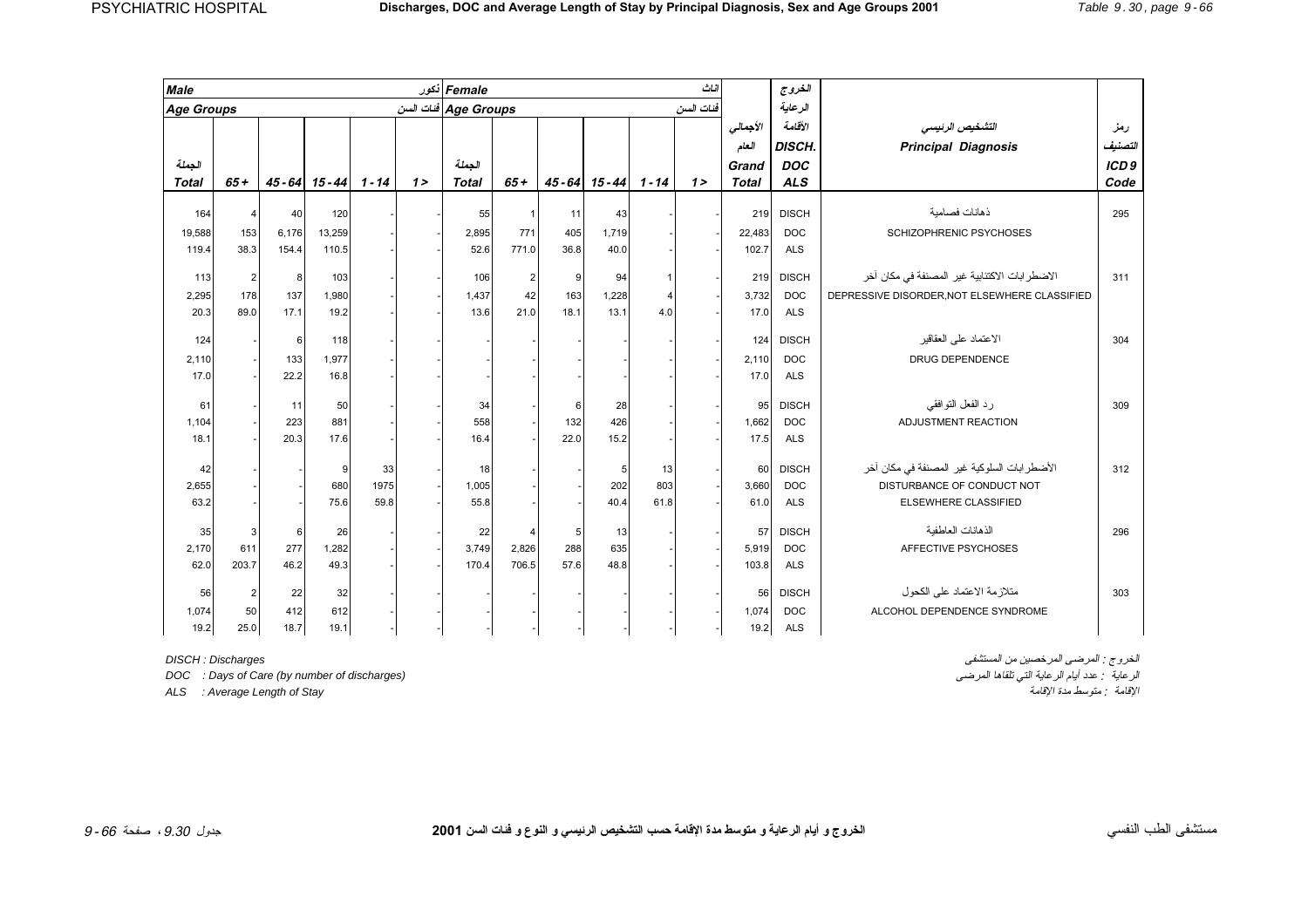# Discharges, DOC and Average Length of Stay by Principal Diagnosis, Sex and Age Groups 2001

| Male ذكور | | | | | | Female اناث | | | | | | | الخروج | | |
|---|---|---|---|---|---|---|---|---|---|---|---|---|---|---|---|
| Age Groups فئات السن | | | | | | Age Groups فئات السن | | | | | | | الرعاية | | |
| الجملة Total | 65+ | 45 - 64 | 15 - 44 | 1 - 14 | 1 > | الجملة Total | 65+ | 45 - 64 | 15 - 44 | 1 - 14 | 1 > | الأجمالي العام Grand Total | الأقامة DISCH. DOC ALS | التشخيص الرئيسي Principal Diagnosis | رمز التصنيف ICD 9 Code |
| 164 | 4 | 40 | 120 | - | - | 55 | 1 | 11 | 43 | - | - | 219 | DISCH | ذهانات فصامية | 295 |
| 19,588 | 153 | 6,176 | 13,259 | - | - | 2,895 | 771 | 405 | 1,719 | - | - | 22,483 | DOC | SCHIZOPHRENIC PSYCHOSES | |
| 119.4 | 38.3 | 154.4 | 110.5 | - | - | 52.6 | 771.0 | 36.8 | 40.0 | - | - | 102.7 | ALS | | |
| 113 | 2 | 8 | 103 | - | - | 106 | 2 | 9 | 94 | 1 | - | 219 | DISCH | الاضطرابات الاكتئابية غير المصنفة في مكان آخر | 311 |
| 2,295 | 178 | 137 | 1,980 | - | - | 1,437 | 42 | 163 | 1,228 | 4 | - | 3,732 | DOC | DEPRESSIVE DISORDER,NOT ELSEWHERE CLASSIFIED | |
| 20.3 | 89.0 | 17.1 | 19.2 | - | - | 13.6 | 21.0 | 18.1 | 13.1 | 4.0 | - | 17.0 | ALS | | |
| 124 | - | 6 | 118 | - | - | - | - | - | - | - | - | 124 | DISCH | الاعتماد على العقاقير | 304 |
| 2,110 | - | 133 | 1,977 | - | - | - | - | - | - | - | - | 2,110 | DOC | DRUG DEPENDENCE | |
| 17.0 | - | 22.2 | 16.8 | - | - | - | - | - | - | - | - | 17.0 | ALS | | |
| 61 | - | 11 | 50 | - | - | 34 | - | 6 | 28 | - | - | 95 | DISCH | رد الفعل التوافقي | 309 |
| 1,104 | - | 223 | 881 | - | - | 558 | - | 132 | 426 | - | - | 1,662 | DOC | ADJUSTMENT REACTION | |
| 18.1 | - | 20.3 | 17.6 | - | - | 16.4 | - | 22.0 | 15.2 | - | - | 17.5 | ALS | | |
| 42 | - | - | 9 | 33 | - | 18 | - | - | 5 | 13 | - | 60 | DISCH | الأضطرابات السلوكية غير المصنفة في مكان آخر | 312 |
| 2,655 | - | - | 680 | 1975 | - | 1,005 | - | - | 202 | 803 | - | 3,660 | DOC | DISTURBANCE OF CONDUCT NOT | |
| 63.2 | - | - | 75.6 | 59.8 | - | 55.8 | - | - | 40.4 | 61.8 | - | 61.0 | ALS | ELSEWHERE CLASSIFIED | |
| 35 | 3 | 6 | 26 | - | - | 22 | 4 | 5 | 13 | - | - | 57 | DISCH | الذهانات العاطفية | 296 |
| 2,170 | 611 | 277 | 1,282 | - | - | 3,749 | 2,826 | 288 | 635 | - | - | 5,919 | DOC | AFFECTIVE PSYCHOSES | |
| 62.0 | 203.7 | 46.2 | 49.3 | - | - | 170.4 | 706.5 | 57.6 | 48.8 | - | - | 103.8 | ALS | | |
| 56 | 2 | 22 | 32 | - | - | - | - | - | - | - | - | 56 | DISCH | متلازمة الاعتماد على الكحول | 303 |
| 1,074 | 50 | 412 | 612 | - | - | - | - | - | - | - | - | 1,074 | DOC | ALCOHOL DEPENDENCE SYNDROME | |
| 19.2 | 25.0 | 18.7 | 19.1 | - | - | - | - | - | - | - | - | 19.2 | ALS | | |

*DISCH : Discharges*
*DOC : Days of Care (by number of discharges)*
*ALS : Average Length of Stay*

*الخروج : المرضى المرخصين من المستشفى*
*الرعاية : عدد أيام الرعاية التي تلقاها المرضى*
*الإقامة : متوسط مدة الإقامة*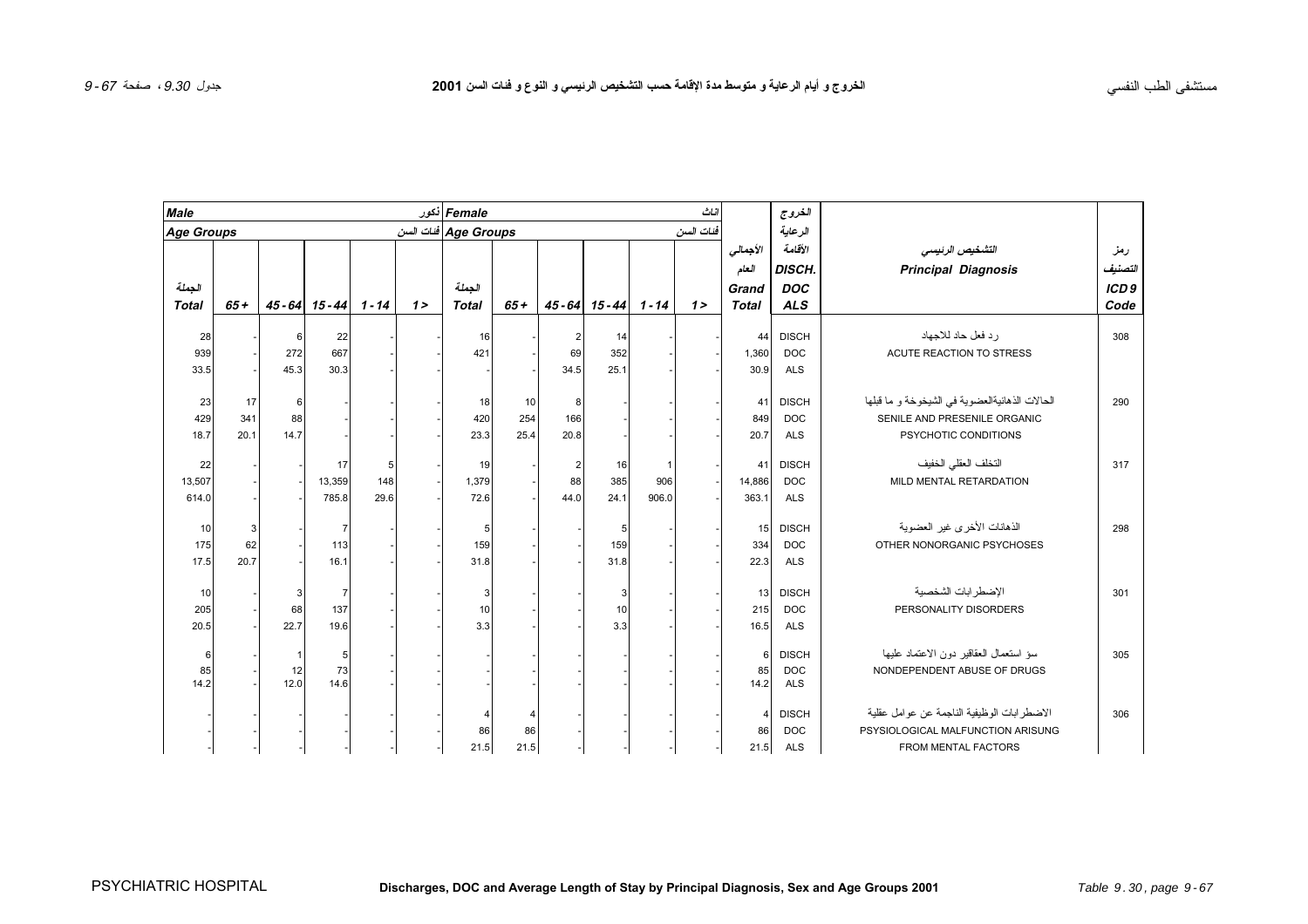# الخروج و أيام الرعاية و متوسط مدة الإقامة حسب التشخيص الرئيسي و النوع و فئات السن 2001

| Male ذكور | | | | | | Female اناث | | | | | | | | | | |
|---|---|---|---|---|---|---|---|---|---|---|---|---|---|---|---|---|
| Age Groups فئات السن | | | | | | Age Groups فئات السن | | | | | | الأجمالي العام | الخروج الرعاية الأقامة | التشخيص الرئيسي | رمز التصنيف |
| الجملة Total | 65+ | 45 - 64 | 15 - 44 | 1 - 14 | 1 > | الجملة Total | 65+ | 45 - 64 | 15 - 44 | 1 - 14 | 1 > | Grand Total | DISCH. DOC ALS | Principal Diagnosis | ICD 9 Code |
| 28 | - | 6 | 22 | - | - | 16 | - | 2 | 14 | - | - | 44 | DISCH | رد فعل حاد للاجهاد | 308 |
| 939 | - | 272 | 667 | - | - | 421 | - | 69 | 352 | - | - | 1,360 | DOC | ACUTE REACTION TO STRESS | |
| 33.5 | - | 45.3 | 30.3 | - | - | - | - | 34.5 | 25.1 | - | - | 30.9 | ALS | | |
| 23 | 17 | 6 | - | - | - | 18 | 10 | 8 | - | - | - | 41 | DISCH | الحالات الذهانيةالعضوية في الشيخوخة و ما قبلها | 290 |
| 429 | 341 | 88 | - | - | - | 420 | 254 | 166 | - | - | - | 849 | DOC | SENILE AND PRESENILE ORGANIC | |
| 18.7 | 20.1 | 14.7 | - | - | - | 23.3 | 25.4 | 20.8 | - | - | - | 20.7 | ALS | PSYCHOTIC CONDITIONS | |
| 22 | - | - | 17 | 5 | - | 19 | - | 2 | 16 | 1 | - | 41 | DISCH | التخلف العقلي الخفيف | 317 |
| 13,507 | - | - | 13,359 | 148 | - | 1,379 | - | 88 | 385 | 906 | - | 14,886 | DOC | MILD MENTAL RETARDATION | |
| 614.0 | - | - | 785.8 | 29.6 | - | 72.6 | - | 44.0 | 24.1 | 906.0 | - | 363.1 | ALS | | |
| 10 | 3 | - | 7 | - | - | 5 | - | - | 5 | - | - | 15 | DISCH | الذهانات الأخرى غير العضوية | 298 |
| 175 | 62 | - | 113 | - | - | 159 | - | - | 159 | - | - | 334 | DOC | OTHER NONORGANIC PSYCHOSES | |
| 17.5 | 20.7 | - | 16.1 | - | - | 31.8 | - | - | 31.8 | - | - | 22.3 | ALS | | |
| 10 | - | 3 | 7 | - | - | 3 | - | - | 3 | - | - | 13 | DISCH | الإضطرابات الشخصية | 301 |
| 205 | - | 68 | 137 | - | - | 10 | - | - | 10 | - | - | 215 | DOC | PERSONALITY DISORDERS | |
| 20.5 | - | 22.7 | 19.6 | - | - | 3.3 | - | - | 3.3 | - | - | 16.5 | ALS | | |
| 6 | - | 1 | 5 | - | - | - | - | - | - | - | - | 6 | DISCH | سؤ استعمال العقاقير دون الاعتماد عليها | 305 |
| 85 | - | 12 | 73 | - | - | - | - | - | - | - | - | 85 | DOC | NONDEPENDENT ABUSE OF DRUGS | |
| 14.2 | - | 12.0 | 14.6 | - | - | - | - | - | - | - | - | 14.2 | ALS | | |
| - | - | - | - | - | - | 4 | 4 | - | - | - | - | 4 | DISCH | الاضطرابات الوظيفية الناجمة عن عوامل عقلية | 306 |
| - | - | - | - | - | - | 86 | 86 | - | - | - | - | 86 | DOC | PSYSIOLOGICAL MALFUNCTION ARISUNG | |
| - | - | - | - | - | - | 21.5 | 21.5 | - | - | - | - | 21.5 | ALS | FROM MENTAL FACTORS | |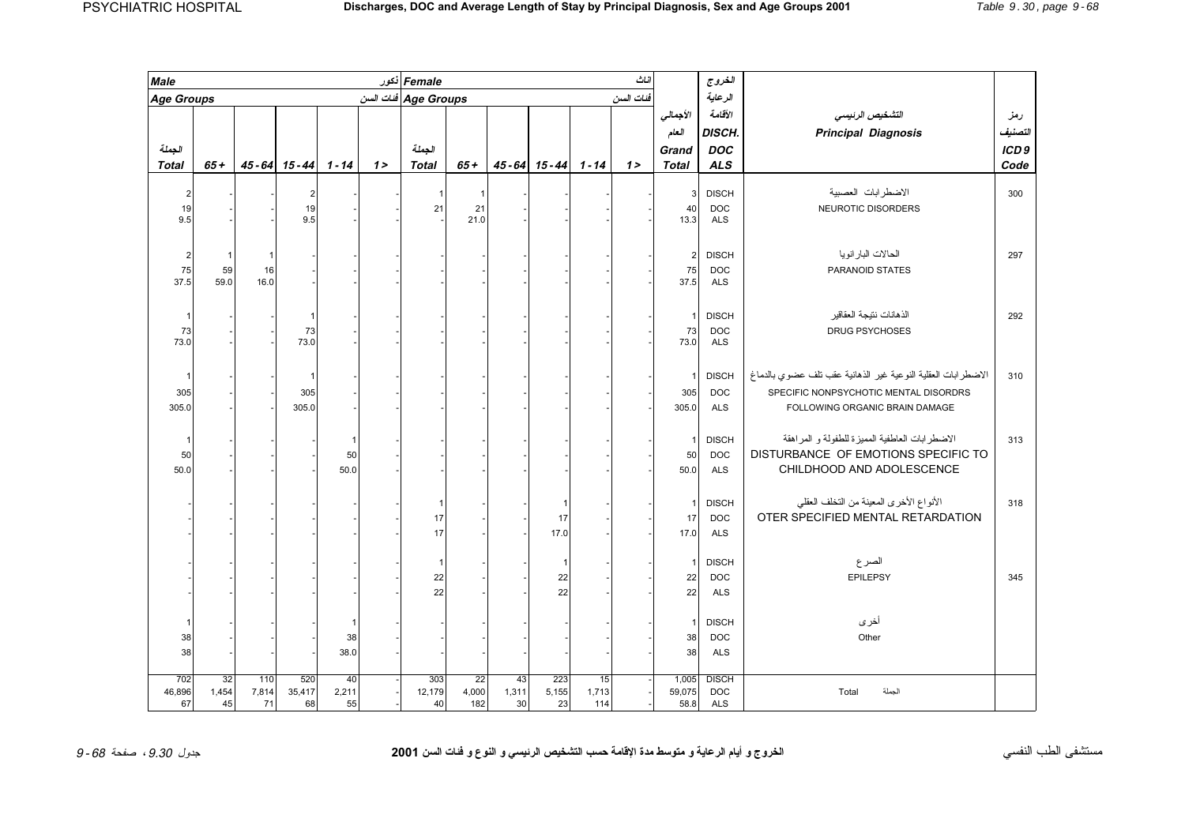# Discharges, DOC and Average Length of Stay by Principal Diagnosis, Sex and Age Groups 2001

| Male ذكور | | | | | | Female اناث | | | | | | | | | | |
|---|---|---|---|---|---|---|---|---|---|---|---|---|---|---|---|---|
| Age Groups فئات السن | | | | | | Age Groups فئات السن | | | | | | الأجمالي العام | الخروج الرعاية الأقامة | التشخيص الرئيسي | رمز التصنيف |
| الجملة Total | 65+ | 45-64 | 15-44 | 1-14 | 1 > | الجملة Total | 65+ | 45-64 | 15-44 | 1-14 | 1 > | Grand Total | DISCH. DOC ALS | Principal Diagnosis | ICD 9 Code |
| 2 | - | - | 2 | - | - | 1 | 1 | - | - | - | - | 3 | DISCH | الاضطرابات العصبية | 300 |
| 19 | - | - | 19 | - | - | 21 | 21 | - | - | - | - | 40 | DOC | NEUROTIC DISORDERS | |
| 9.5 | - | - | 9.5 | - | - | - | 21.0 | - | - | - | - | 13.3 | ALS | | |
| 2 | 1 | 1 | - | - | - | - | - | - | - | - | - | 2 | DISCH | الحالات البارانويا | 297 |
| 75 | 59 | 16 | - | - | - | - | - | - | - | - | - | 75 | DOC | PARANOID STATES | |
| 37.5 | 59.0 | 16.0 | - | - | - | - | - | - | - | - | - | 37.5 | ALS | | |
| 1 | - | - | 1 | - | - | - | - | - | - | - | - | 1 | DISCH | الذهانات نتيجة العقاقير | 292 |
| 73 | - | - | 73 | - | - | - | - | - | - | - | - | 73 | DOC | DRUG PSYCHOSES | |
| 73.0 | - | - | 73.0 | - | - | - | - | - | - | - | - | 73.0 | ALS | | |
| 1 | - | - | 1 | - | - | - | - | - | - | - | - | 1 | DISCH | الاضطرابات العقلية النوعية غير الذهانية عقب تلف عضوي بالدماغ | 310 |
| 305 | - | - | 305 | - | - | - | - | - | - | - | - | 305 | DOC | SPECIFIC NONPSYCHOTIC MENTAL DISORDRS | |
| 305.0 | - | - | 305.0 | - | - | - | - | - | - | - | - | 305.0 | ALS | FOLLOWING ORGANIC BRAIN DAMAGE | |
| 1 | - | - | - | 1 | - | - | - | - | - | - | - | 1 | DISCH | الاضطرابات العاطفية المميزة للطفولة و المراهقة | 313 |
| 50 | - | - | - | 50 | - | - | - | - | - | - | - | 50 | DOC | DISTURBANCE OF EMOTIONS SPECIFIC TO | |
| 50.0 | - | - | - | 50.0 | - | - | - | - | - | - | - | 50.0 | ALS | CHILDHOOD AND ADOLESCENCE | |
| - | - | - | - | - | - | 1 | - | - | 1 | - | - | 1 | DISCH | الأنواع الأخرى المعينة من التخلف العقلي | 318 |
| - | - | - | - | - | - | 17 | - | - | 17 | - | - | 17 | DOC | OTER SPECIFIED MENTAL RETARDATION | |
| - | - | - | - | - | - | 17 | - | - | 17.0 | - | - | 17.0 | ALS | | |
| - | - | - | - | - | - | 1 | - | - | 1 | - | - | 1 | DISCH | الصرع | |
| - | - | - | - | - | - | 22 | - | - | 22 | - | - | 22 | DOC | EPILEPSY | 345 |
| - | - | - | - | - | - | 22 | - | - | 22 | - | - | 22 | ALS | | |
| 1 | - | - | - | 1 | - | - | - | - | - | - | - | 1 | DISCH | أخرى | |
| 38 | - | - | - | 38 | - | - | - | - | - | - | - | 38 | DOC | Other | |
| 38 | - | - | - | 38.0 | - | - | - | - | - | - | - | 38 | ALS | | |
| 702 | 32 | 110 | 520 | 40 | - | 303 | 22 | 43 | 223 | 15 | - | 1,005 | DISCH | | |
| 46,896 | 1,454 | 7,814 | 35,417 | 2,211 | - | 12,179 | 4,000 | 1,311 | 5,155 | 1,713 | - | 59,075 | DOC | Total الجملة | |
| 67 | 45 | 71 | 68 | 55 | - | 40 | 182 | 30 | 23 | 114 | - | 58.8 | ALS | | |

الخروج و أيام الرعاية و متوسط مدة الإقامة حسب التشخيص الرئيسي و النوع و فئات السن 2001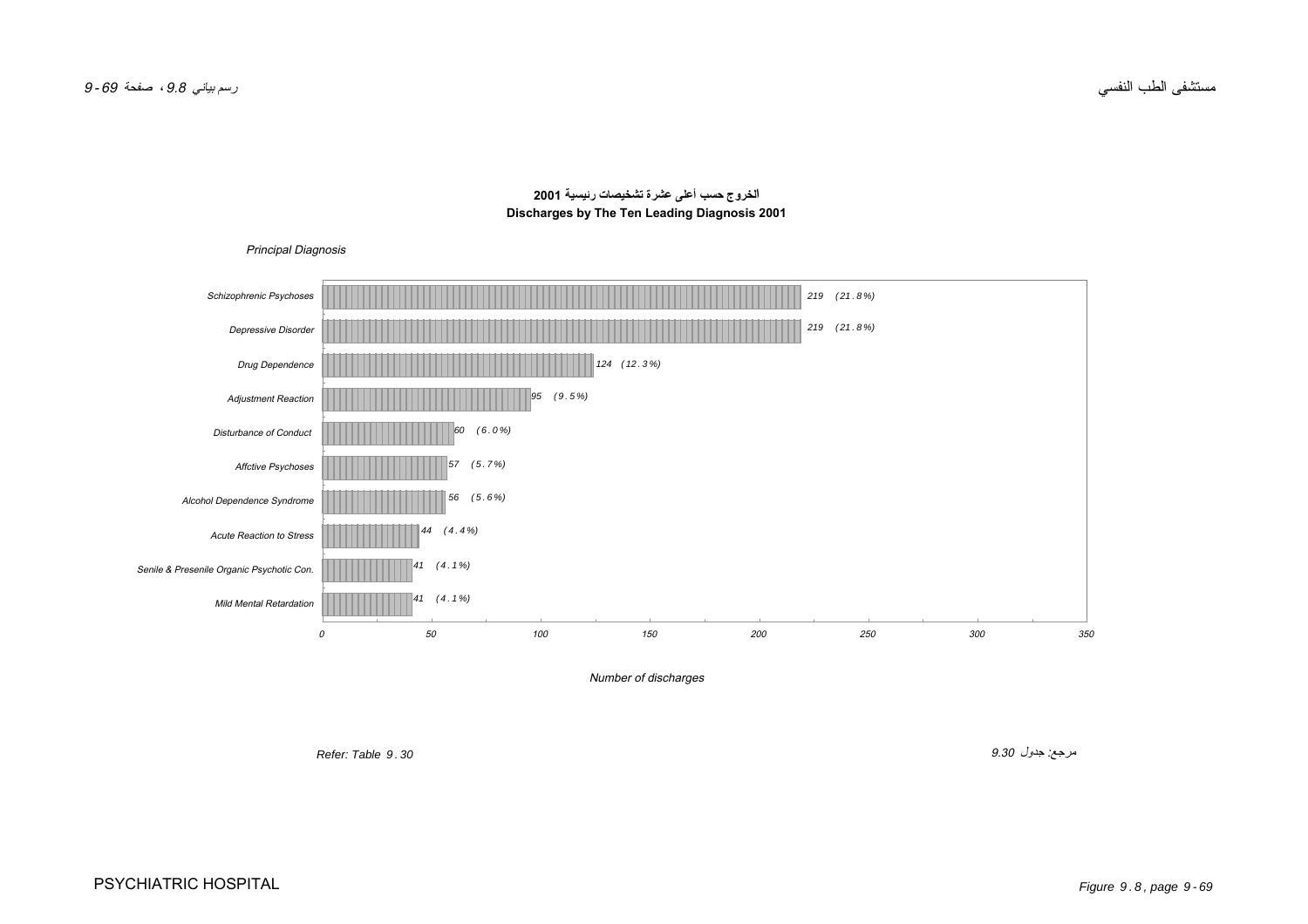## الخروج حسب أعلى عشرة تشخيصات رئيسية 2001

## Discharges by The Ten Leading Diagnosis 2001

*Principal Diagnosis*

*Schizophrenic Psychoses* 219 (21.8%)

*Depressive Disorder* 219 (21.8%)

*Drug Dependence* 124 (12.3%)

*Adjustment Reaction* 95 (9.5%)

*Disturbance of Conduct* 60 (6.0%)

*Affctive Psychoses* 57 (5.7%)

*Alcohol Dependence Syndrome* 56 (5.6%)

*Acute Reaction to Stress* 44 (4.4%)

*Senile & Presenile Organic Psychotic Con.* 41 (4.1%)

*Mild Mental Retardation* 41 (4.1%)

0 50 100 150 200 250 300 350

*Number of discharges*

*Refer: Table 9.30*

مرجع: جدول 9.30